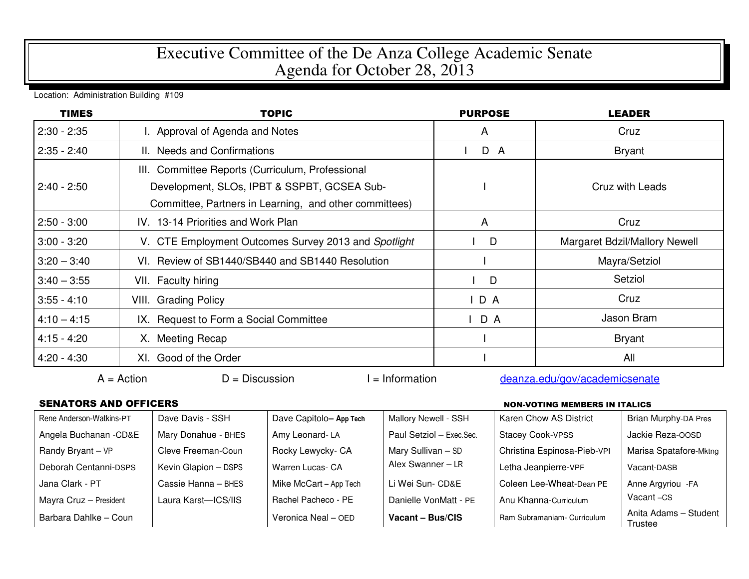# Executive Committee of the De Anza College Academic Senate
# Agenda for October 28, 2013

Location: Administration Building #109

| TIMES | TOPIC | PURPOSE | LEADER |
|---|---|---|---|
| 2:30 - 2:35 | I. Approval of Agenda and Notes | A | Cruz |
| 2:35 - 2:40 | II. Needs and Confirmations | I D A | Bryant |
| 2:40 - 2:50 | III. Committee Reports (Curriculum, Professional Development, SLOs, IPBT & SSPBT, GCSEA Sub-Committee, Partners in Learning, and other committees) | I | Cruz with Leads |
| 2:50 - 3:00 | IV. 13-14 Priorities and Work Plan | A | Cruz |
| 3:00 - 3:20 | V. CTE Employment Outcomes Survey 2013 and *Spotlight* | I D | Margaret Bdzil/Mallory Newell |
| 3:20 – 3:40 | VI. Review of SB1440/SB440 and SB1440 Resolution | I | Mayra/Setziol |
| 3:40 – 3:55 | VII. Faculty hiring | I D | Setziol |
| 3:55 - 4:10 | VIII. Grading Policy | I D A | Cruz |
| 4:10 – 4:15 | IX. Request to Form a Social Committee | I D A | Jason Bram |
| 4:15 - 4:20 | X. Meeting Recap | I | Bryant |
| 4:20 - 4:30 | XI. Good of the Order | I | All |

A = Action D = Discussion I = Information deanza.edu/gov/academicsenate

**SENATORS AND OFFICERS** — **NON-VOTING MEMBERS IN ITALICS**

| | | | | | |
|---|---|---|---|---|---|
| Rene Anderson-Watkins-PT | Dave Davis - SSH | Dave Capitolo– App Tech | Mallory Newell - SSH | *Karen Chow AS District* | *Brian Murphy-DA Pres* |
| Angela Buchanan -CD&E | Mary Donahue - BHES | Amy Leonard- LA | Paul Setziol – Exec.Sec. | *Stacey Cook-VPSS* | *Jackie Reza-OOSD* |
| Randy Bryant – VP | Cleve Freeman-Coun | Rocky Lewycky- CA | Mary Sullivan – SD | *Christina Espinosa-Pieb-VPI* | *Marisa Spatafore-Mktng* |
| Deborah Centanni-DSPS | Kevin Glapion – DSPS | Warren Lucas- CA | Alex Swanner – LR | *Letha Jeanpierre-VPF* | *Vacant-DASB* |
| Jana Clark - PT | Cassie Hanna – BHES | Mike McCart – App Tech | Li Wei Sun- CD&E | *Coleen Lee-Wheat-Dean PE* | *Anne Argyriou -FA* |
| Mayra Cruz – President | Laura Karst—ICS/IIS | Rachel Pacheco - PE | Danielle VonMatt - PE | *Anu Khanna-Curriculum* | *Vacant –CS* |
| Barbara Dahlke – Coun | | Veronica Neal – OED | **Vacant – Bus/CIS** | *Ram Subramaniam- Curriculum* | *Anita Adams – Student Trustee* |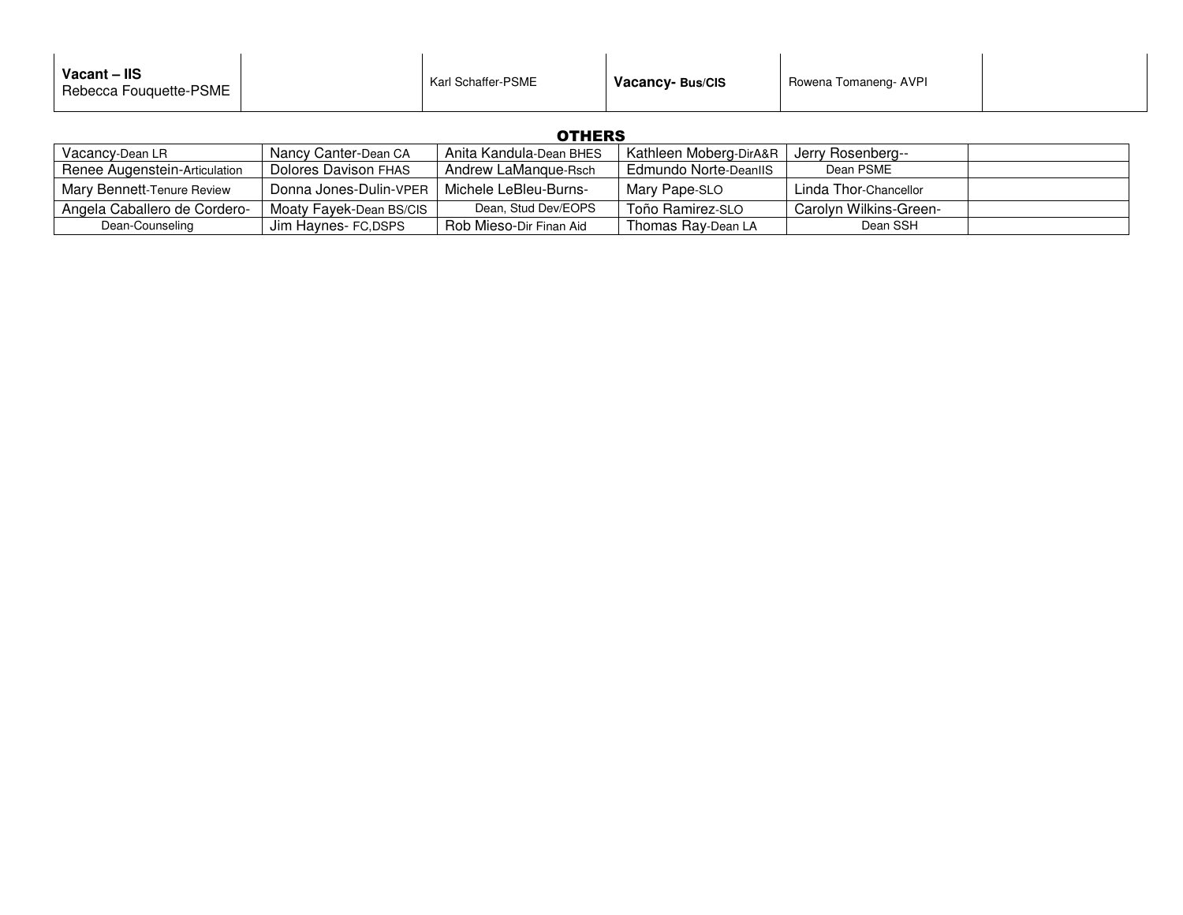| | | | | | |
|---|---|---|---|---|---|
| **Vacant – IIS**<br>Rebecca Fouquette-PSME | | Karl Schaffer-PSME | **Vacancy- Bus/CIS** | Rowena Tomaneng- AVPI | |

## OTHERS

| | | | | | |
|---|---|---|---|---|---|
| Vacancy-Dean LR | Nancy Canter-Dean CA | Anita Kandula-Dean BHES | Kathleen Moberg-DirA&R | Jerry Rosenberg--<br>Dean PSME | |
| Renee Augenstein-Articulation | Dolores Davison FHAS | Andrew LaManque-Rsch | Edmundo Norte-DeanIIS | | |
| Mary Bennett-Tenure Review | Donna Jones-Dulin-VPER | Michele LeBleu-Burns-<br>Dean, Stud Dev/EOPS | Mary Pape-SLO | Linda Thor-Chancellor | |
| Angela Caballero de Cordero-<br>Dean-Counseling | Moaty Fayek-Dean BS/CIS | | Toño Ramirez-SLO | Carolyn Wilkins-Green-<br>Dean SSH | |
| | Jim Haynes- FC,DSPS | Rob Mieso-Dir Finan Aid | Thomas Ray-Dean LA | | |